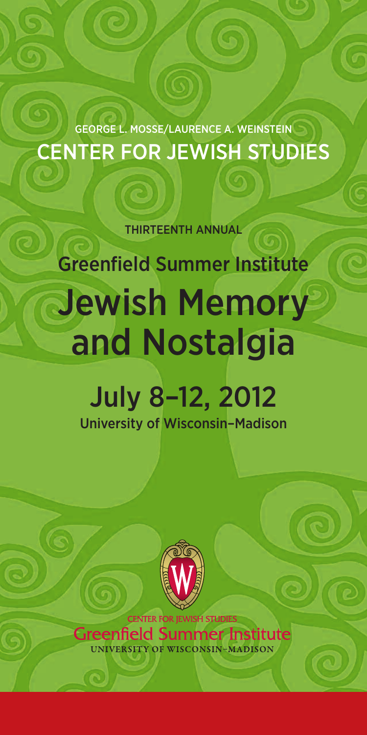GEORGE L. MOSSE/LAURENCE A. WEINSTEIN

# CENTER FOR JEWISH STUDIES

THIRTEENTH ANNUAL

## Greenfield Summer Institute

# Jewish Memory and Nostalgia

## July 8–12, 2012

University of Wisconsin–Madison

CENTER FOR JEWISH STUDIES

Greenfield Summer Institute

UNIVERSITY OF WISCONSIN–MADISON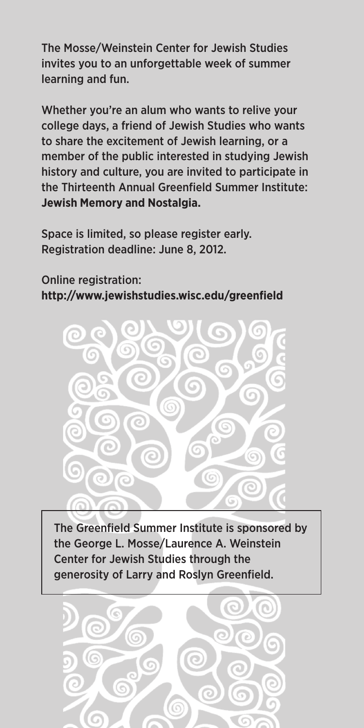The Mosse/Weinstein Center for Jewish Studies invites you to an unforgettable week of summer learning and fun.

Whether you're an alum who wants to relive your college days, a friend of Jewish Studies who wants to share the excitement of Jewish learning, or a member of the public interested in studying Jewish history and culture, you are invited to participate in the Thirteenth Annual Greenfield Summer Institute: **Jewish Memory and Nostalgia.**

Space is limited, so please register early. Registration deadline: June 8, 2012.

Online registration:
**http://www.jewishstudies.wisc.edu/greenfield**

The Greenfield Summer Institute is sponsored by the George L. Mosse/Laurence A. Weinstein Center for Jewish Studies through the generosity of Larry and Roslyn Greenfield.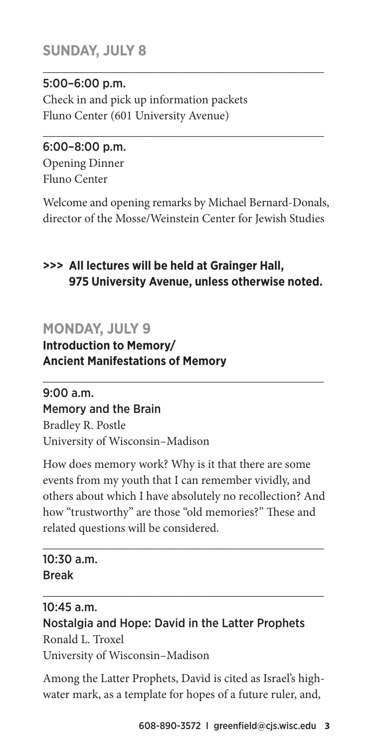## SUNDAY, JULY 8

5:00–6:00 p.m.
Check in and pick up information packets
Fluno Center (601 University Avenue)

6:00–8:00 p.m.
Opening Dinner
Fluno Center

Welcome and opening remarks by Michael Bernard-Donals, director of the Mosse/Weinstein Center for Jewish Studies

**>>> All lectures will be held at Grainger Hall, 975 University Avenue, unless otherwise noted.**

## MONDAY, JULY 9

### Introduction to Memory/ Ancient Manifestations of Memory

9:00 a.m.
Memory and the Brain
Bradley R. Postle
University of Wisconsin–Madison

How does memory work? Why is it that there are some events from my youth that I can remember vividly, and others about which I have absolutely no recollection? And how "trustworthy" are those "old memories?" These and related questions will be considered.

10:30 a.m.
Break

10:45 a.m.
Nostalgia and Hope: David in the Latter Prophets
Ronald L. Troxel
University of Wisconsin–Madison

Among the Latter Prophets, David is cited as Israel's high-water mark, as a template for hopes of a future ruler, and,

608-890-3572 | greenfield@cjs.wisc.edu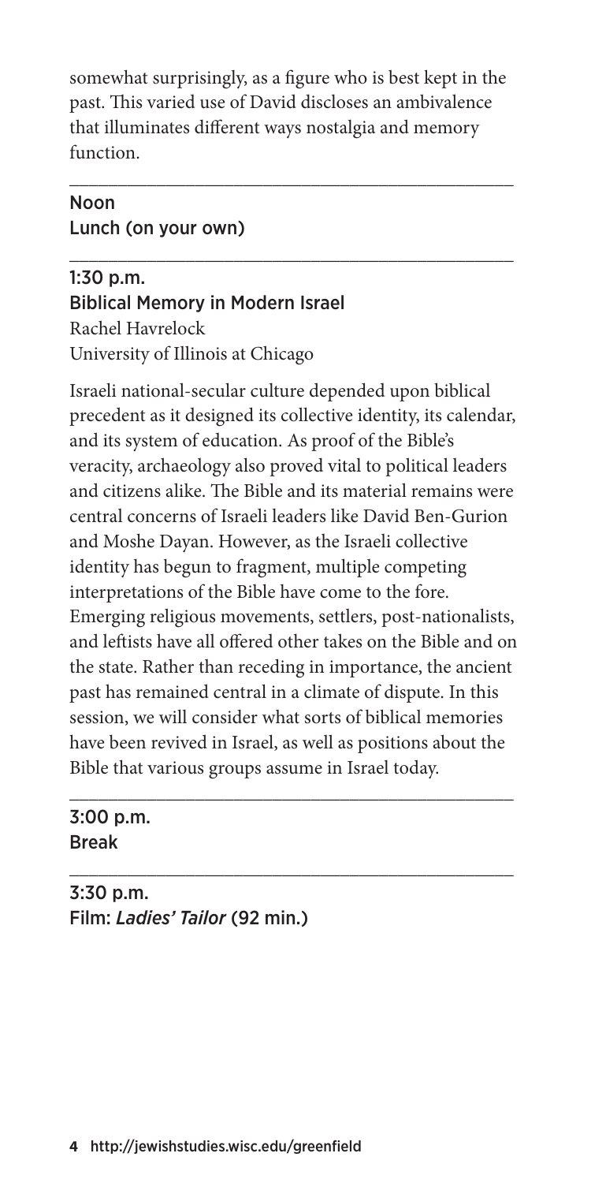somewhat surprisingly, as a figure who is best kept in the past. This varied use of David discloses an ambivalence that illuminates different ways nostalgia and memory function.

---

**Noon**
**Lunch (on your own)**

---

**1:30 p.m.**
**Biblical Memory in Modern Israel**
Rachel Havrelock
University of Illinois at Chicago

Israeli national-secular culture depended upon biblical precedent as it designed its collective identity, its calendar, and its system of education. As proof of the Bible's veracity, archaeology also proved vital to political leaders and citizens alike. The Bible and its material remains were central concerns of Israeli leaders like David Ben-Gurion and Moshe Dayan. However, as the Israeli collective identity has begun to fragment, multiple competing interpretations of the Bible have come to the fore. Emerging religious movements, settlers, post-nationalists, and leftists have all offered other takes on the Bible and on the state. Rather than receding in importance, the ancient past has remained central in a climate of dispute. In this session, we will consider what sorts of biblical memories have been revived in Israel, as well as positions about the Bible that various groups assume in Israel today.

---

**3:00 p.m.**
**Break**

---

**3:30 p.m.**
**Film: *Ladies' Tailor* (92 min.)**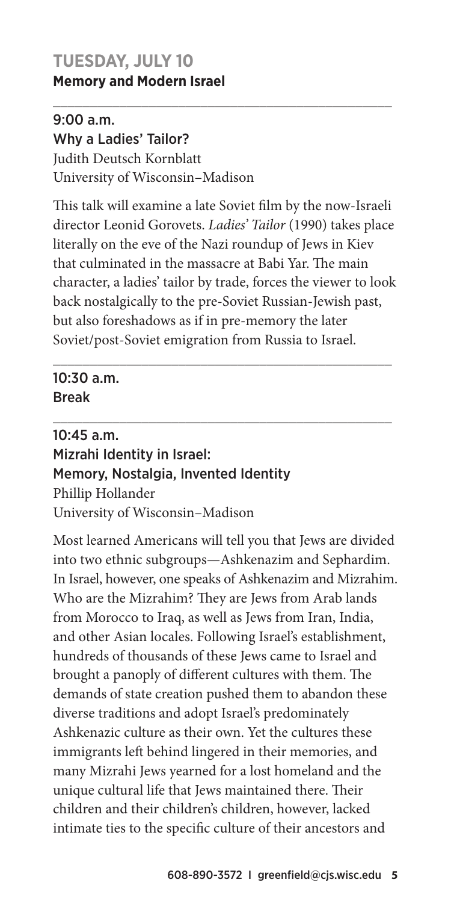## TUESDAY, JULY 10

**Memory and Modern Israel**

---

9:00 a.m.
Why a Ladies' Tailor?
Judith Deutsch Kornblatt
University of Wisconsin–Madison

This talk will examine a late Soviet film by the now-Israeli director Leonid Gorovets. *Ladies' Tailor* (1990) takes place literally on the eve of the Nazi roundup of Jews in Kiev that culminated in the massacre at Babi Yar. The main character, a ladies' tailor by trade, forces the viewer to look back nostalgically to the pre-Soviet Russian-Jewish past, but also foreshadows as if in pre-memory the later Soviet/post-Soviet emigration from Russia to Israel.

---

10:30 a.m.
Break

---

10:45 a.m.
Mizrahi Identity in Israel:
Memory, Nostalgia, Invented Identity
Phillip Hollander
University of Wisconsin–Madison

Most learned Americans will tell you that Jews are divided into two ethnic subgroups—Ashkenazim and Sephardim. In Israel, however, one speaks of Ashkenazim and Mizrahim. Who are the Mizrahim? They are Jews from Arab lands from Morocco to Iraq, as well as Jews from Iran, India, and other Asian locales. Following Israel's establishment, hundreds of thousands of these Jews came to Israel and brought a panoply of different cultures with them. The demands of state creation pushed them to abandon these diverse traditions and adopt Israel's predominately Ashkenazic culture as their own. Yet the cultures these immigrants left behind lingered in their memories, and many Mizrahi Jews yearned for a lost homeland and the unique cultural life that Jews maintained there. Their children and their children's children, however, lacked intimate ties to the specific culture of their ancestors and

608-890-3572 | greenfield@cjs.wisc.edu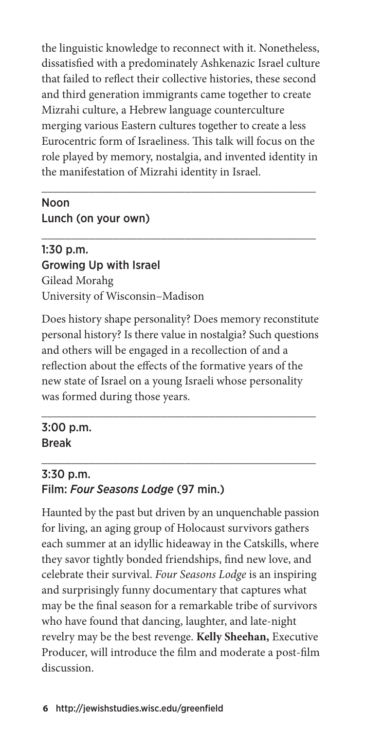the linguistic knowledge to reconnect with it. Nonetheless, dissatisfied with a predominately Ashkenazic Israel culture that failed to reflect their collective histories, these second and third generation immigrants came together to create Mizrahi culture, a Hebrew language counterculture merging various Eastern cultures together to create a less Eurocentric form of Israeliness. This talk will focus on the role played by memory, nostalgia, and invented identity in the manifestation of Mizrahi identity in Israel.

---

### Noon
### Lunch (on your own)

---

### 1:30 p.m.
### Growing Up with Israel

Gilead Morahg
University of Wisconsin–Madison

Does history shape personality? Does memory reconstitute personal history? Is there value in nostalgia? Such questions and others will be engaged in a recollection of and a reflection about the effects of the formative years of the new state of Israel on a young Israeli whose personality was formed during those years.

---

### 3:00 p.m.
### Break

---

### 3:30 p.m.
### Film: *Four Seasons Lodge* (97 min.)

Haunted by the past but driven by an unquenchable passion for living, an aging group of Holocaust survivors gathers each summer at an idyllic hideaway in the Catskills, where they savor tightly bonded friendships, find new love, and celebrate their survival. *Four Seasons Lodge* is an inspiring and surprisingly funny documentary that captures what may be the final season for a remarkable tribe of survivors who have found that dancing, laughter, and late-night revelry may be the best revenge. **Kelly Sheehan,** Executive Producer, will introduce the film and moderate a post-film discussion.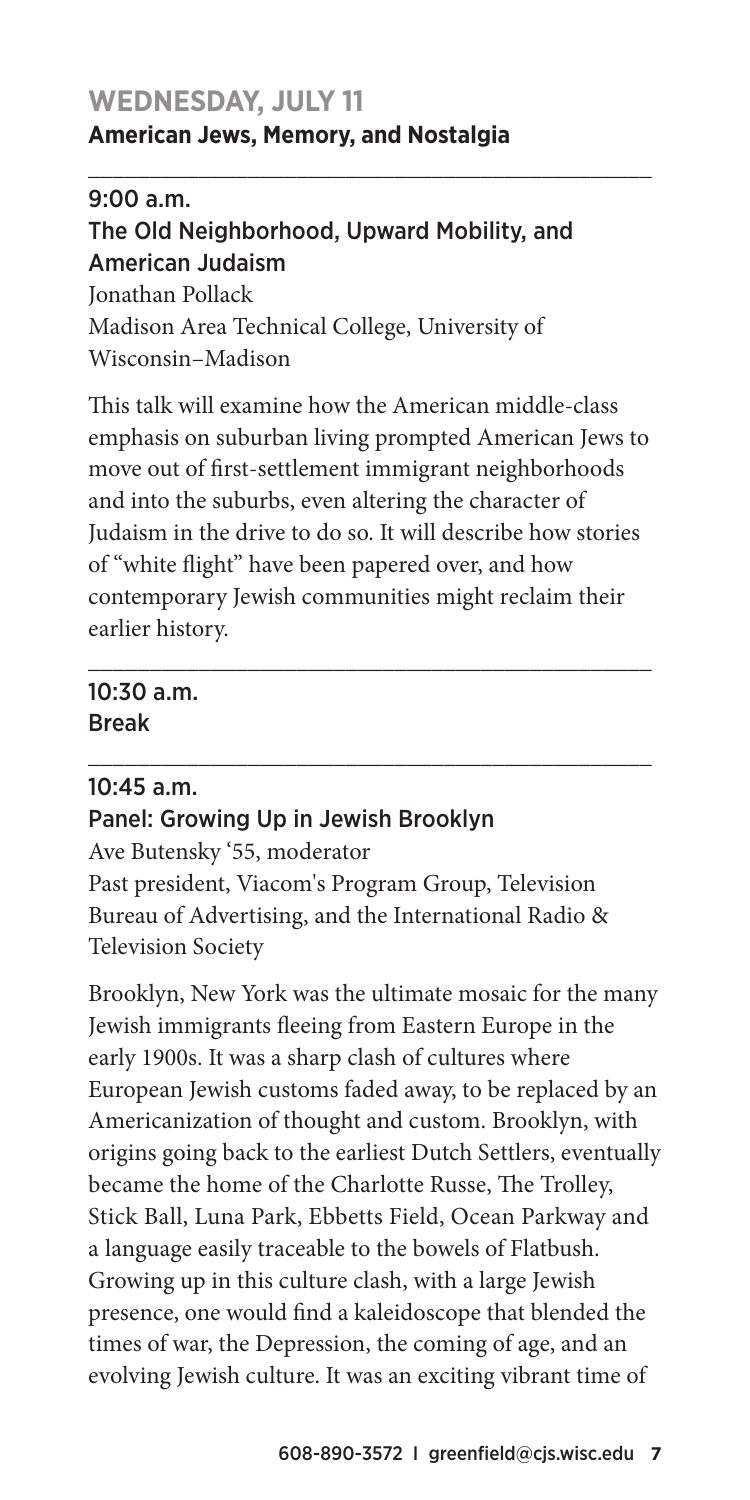## WEDNESDAY, JULY 11

### American Jews, Memory, and Nostalgia

---

9:00 a.m.

The Old Neighborhood, Upward Mobility, and American Judaism

Jonathan Pollack
Madison Area Technical College, University of Wisconsin–Madison

This talk will examine how the American middle-class emphasis on suburban living prompted American Jews to move out of first-settlement immigrant neighborhoods and into the suburbs, even altering the character of Judaism in the drive to do so. It will describe how stories of "white flight" have been papered over, and how contemporary Jewish communities might reclaim their earlier history.

---

10:30 a.m.
Break

---

10:45 a.m.

Panel: Growing Up in Jewish Brooklyn

Ave Butensky '55, moderator
Past president, Viacom's Program Group, Television Bureau of Advertising, and the International Radio & Television Society

Brooklyn, New York was the ultimate mosaic for the many Jewish immigrants fleeing from Eastern Europe in the early 1900s. It was a sharp clash of cultures where European Jewish customs faded away, to be replaced by an Americanization of thought and custom. Brooklyn, with origins going back to the earliest Dutch Settlers, eventually became the home of the Charlotte Russe, The Trolley, Stick Ball, Luna Park, Ebbetts Field, Ocean Parkway and a language easily traceable to the bowels of Flatbush. Growing up in this culture clash, with a large Jewish presence, one would find a kaleidoscope that blended the times of war, the Depression, the coming of age, and an evolving Jewish culture. It was an exciting vibrant time of

608-890-3572 | greenfield@cjs.wisc.edu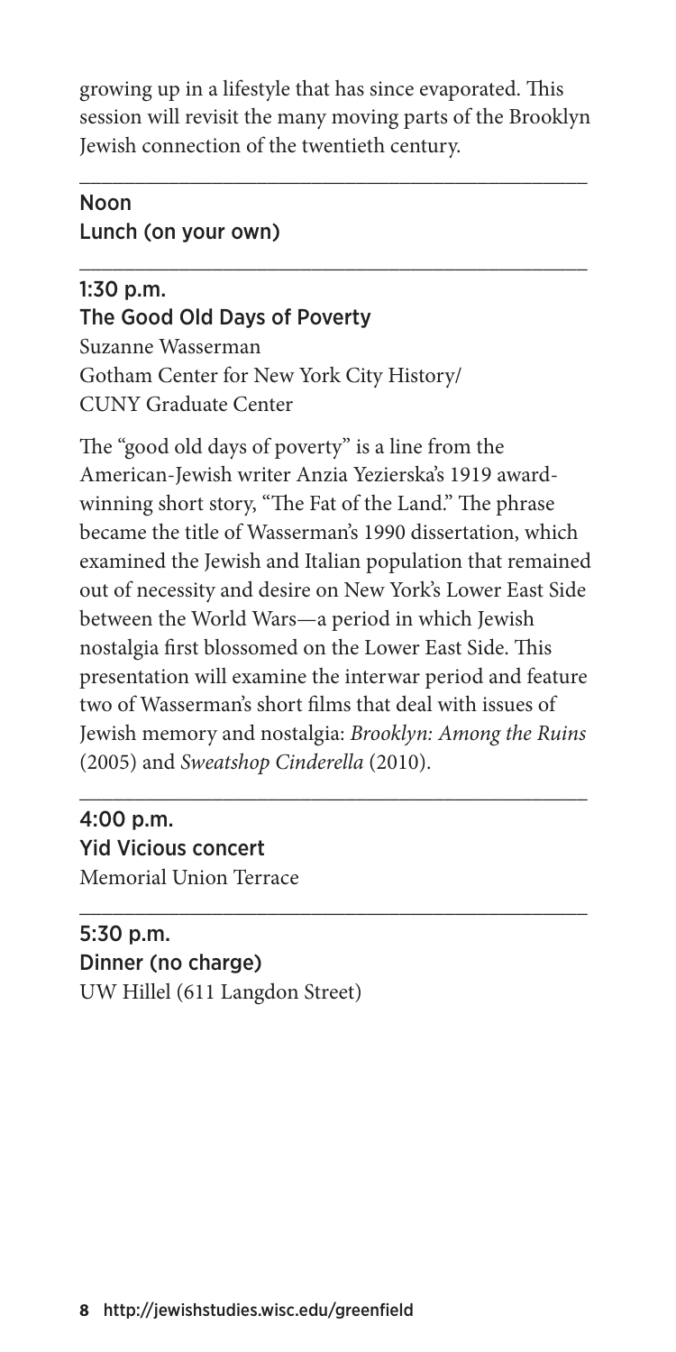growing up in a lifestyle that has since evaporated. This session will revisit the many moving parts of the Brooklyn Jewish connection of the twentieth century.

---

**Noon**
**Lunch (on your own)**

---

**1:30 p.m.**
**The Good Old Days of Poverty**
Suzanne Wasserman
Gotham Center for New York City History/
CUNY Graduate Center

The "good old days of poverty" is a line from the American-Jewish writer Anzia Yezierska's 1919 award-winning short story, "The Fat of the Land." The phrase became the title of Wasserman's 1990 dissertation, which examined the Jewish and Italian population that remained out of necessity and desire on New York's Lower East Side between the World Wars—a period in which Jewish nostalgia first blossomed on the Lower East Side. This presentation will examine the interwar period and feature two of Wasserman's short films that deal with issues of Jewish memory and nostalgia: *Brooklyn: Among the Ruins* (2005) and *Sweatshop Cinderella* (2010).

---

**4:00 p.m.**
**Yid Vicious concert**
Memorial Union Terrace

---

**5:30 p.m.**
**Dinner (no charge)**
UW Hillel (611 Langdon Street)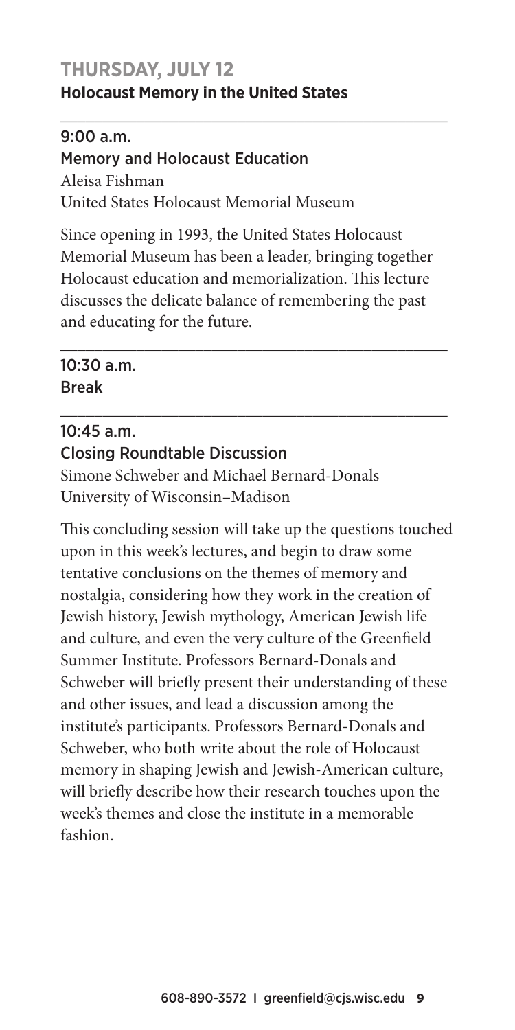## THURSDAY, JULY 12

### Holocaust Memory in the United States

---

**9:00 a.m.**
**Memory and Holocaust Education**
Aleisa Fishman
United States Holocaust Memorial Museum

Since opening in 1993, the United States Holocaust Memorial Museum has been a leader, bringing together Holocaust education and memorialization. This lecture discusses the delicate balance of remembering the past and educating for the future.

---

**10:30 a.m.**
**Break**

---

**10:45 a.m.**
**Closing Roundtable Discussion**
Simone Schweber and Michael Bernard-Donals
University of Wisconsin–Madison

This concluding session will take up the questions touched upon in this week's lectures, and begin to draw some tentative conclusions on the themes of memory and nostalgia, considering how they work in the creation of Jewish history, Jewish mythology, American Jewish life and culture, and even the very culture of the Greenfield Summer Institute. Professors Bernard-Donals and Schweber will briefly present their understanding of these and other issues, and lead a discussion among the institute's participants. Professors Bernard-Donals and Schweber, who both write about the role of Holocaust memory in shaping Jewish and Jewish-American culture, will briefly describe how their research touches upon the week's themes and close the institute in a memorable fashion.

608-890-3572 | greenfield@cjs.wisc.edu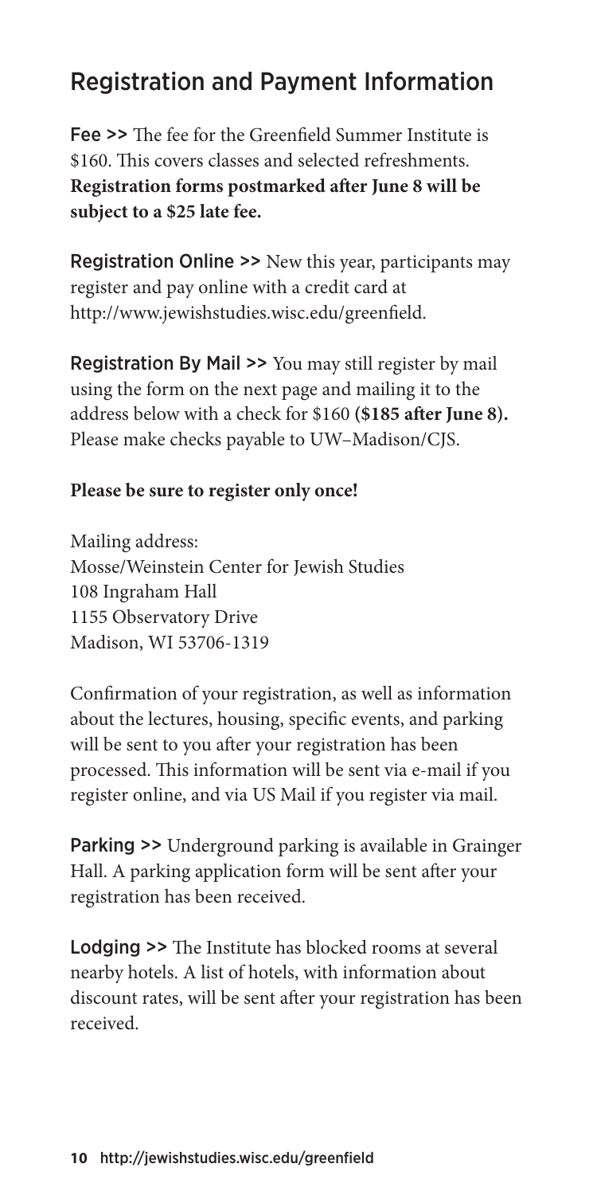## Registration and Payment Information

Fee >> The fee for the Greenfield Summer Institute is $160. This covers classes and selected refreshments. **Registration forms postmarked after June 8 will be subject to a $25 late fee.**

Registration Online >> New this year, participants may register and pay online with a credit card at http://www.jewishstudies.wisc.edu/greenfield.

Registration By Mail >> You may still register by mail using the form on the next page and mailing it to the address below with a check for $160 **($185 after June 8).** Please make checks payable to UW–Madison/CJS.

**Please be sure to register only once!**

Mailing address:
Mosse/Weinstein Center for Jewish Studies
108 Ingraham Hall
1155 Observatory Drive
Madison, WI 53706-1319

Confirmation of your registration, as well as information about the lectures, housing, specific events, and parking will be sent to you after your registration has been processed. This information will be sent via e-mail if you register online, and via US Mail if you register via mail.

Parking >> Underground parking is available in Grainger Hall. A parking application form will be sent after your registration has been received.

Lodging >> The Institute has blocked rooms at several nearby hotels. A list of hotels, with information about discount rates, will be sent after your registration has been received.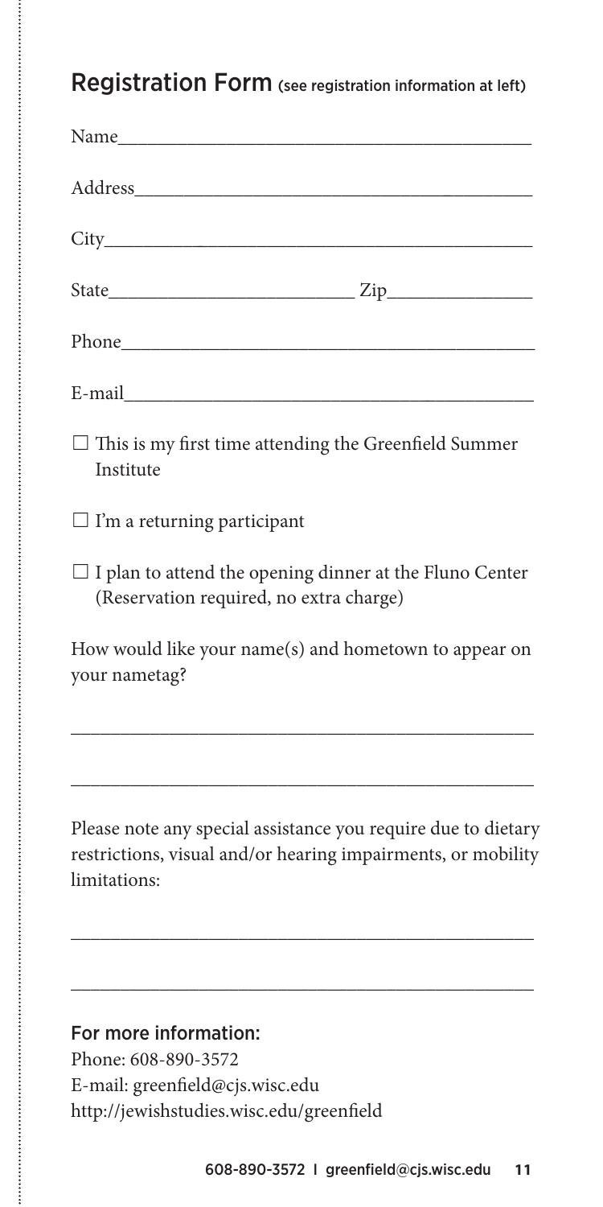## Registration Form (see registration information at left)

Name________________________________________

Address______________________________________

City_________________________________________

State_______________________ Zip______________

Phone_______________________________________

E-mail_______________________________________

☐ This is my first time attending the Greenfield Summer Institute

☐ I'm a returning participant

☐ I plan to attend the opening dinner at the Fluno Center (Reservation required, no extra charge)

How would like your name(s) and hometown to appear on your nametag?

_____________________________________________

_____________________________________________

Please note any special assistance you require due to dietary restrictions, visual and/or hearing impairments, or mobility limitations:

_____________________________________________

_____________________________________________

### For more information:

Phone: 608-890-3572
E-mail: greenfield@cjs.wisc.edu
http://jewishstudies.wisc.edu/greenfield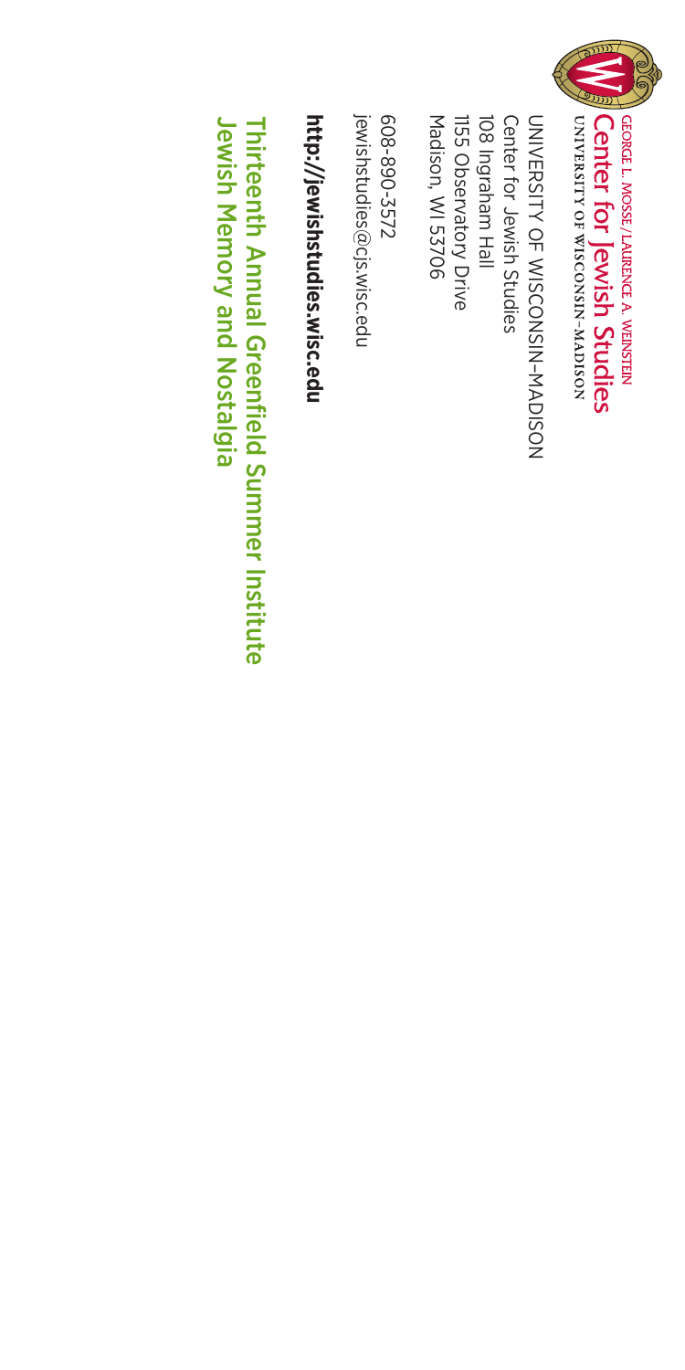GEORGE L. MOSSE/LAURENCE A. WEINSTEIN
**Center for Jewish Studies**
UNIVERSITY OF WISCONSIN–MADISON

UNIVERSITY OF WISCONSIN–MADISON
Center for Jewish Studies
108 Ingraham Hall
1155 Observatory Drive
Madison, WI 53706

608-890-3572
jewishstudies@cjs.wisc.edu

**http://jewishstudies.wisc.edu**

**Thirteenth Annual Greenfield Summer Institute**
**Jewish Memory and Nostalgia**